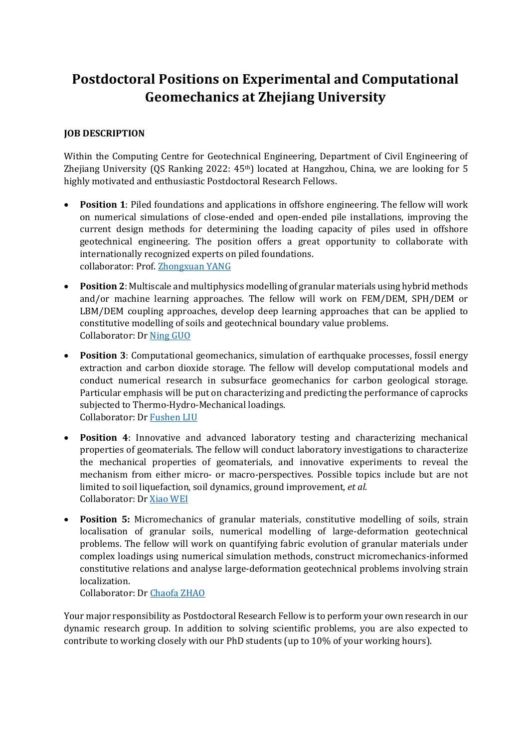# Postdoctoral Positions on Experimental and Computational Geomechanics at Zhejiang University

**JOB DESCRIPTION**

Within the Computing Centre for Geotechnical Engineering, Department of Civil Engineering of Zhejiang University (QS Ranking 2022: 45th) located at Hangzhou, China, we are looking for 5 highly motivated and enthusiastic Postdoctoral Research Fellows.

- **Position 1**: Piled foundations and applications in offshore engineering. The fellow will work on numerical simulations of close-ended and open-ended pile installations, improving the current design methods for determining the loading capacity of piles used in offshore geotechnical engineering. The position offers a great opportunity to collaborate with internationally recognized experts on piled foundations.
  collaborator: Prof. Zhongxuan YANG

- **Position 2**: Multiscale and multiphysics modelling of granular materials using hybrid methods and/or machine learning approaches. The fellow will work on FEM/DEM, SPH/DEM or LBM/DEM coupling approaches, develop deep learning approaches that can be applied to constitutive modelling of soils and geotechnical boundary value problems.
  Collaborator: Dr Ning GUO

- **Position 3**: Computational geomechanics, simulation of earthquake processes, fossil energy extraction and carbon dioxide storage. The fellow will develop computational models and conduct numerical research in subsurface geomechanics for carbon geological storage. Particular emphasis will be put on characterizing and predicting the performance of caprocks subjected to Thermo-Hydro-Mechanical loadings.
  Collaborator: Dr Fushen LIU

- **Position 4**: Innovative and advanced laboratory testing and characterizing mechanical properties of geomaterials. The fellow will conduct laboratory investigations to characterize the mechanical properties of geomaterials, and innovative experiments to reveal the mechanism from either micro- or macro-perspectives. Possible topics include but are not limited to soil liquefaction, soil dynamics, ground improvement, *et al*.
  Collaborator: Dr Xiao WEI

- **Position 5:** Micromechanics of granular materials, constitutive modelling of soils, strain localisation of granular soils, numerical modelling of large-deformation geotechnical problems. The fellow will work on quantifying fabric evolution of granular materials under complex loadings using numerical simulation methods, construct micromechanics-informed constitutive relations and analyse large-deformation geotechnical problems involving strain localization.
  Collaborator: Dr Chaofa ZHAO

Your major responsibility as Postdoctoral Research Fellow is to perform your own research in our dynamic research group. In addition to solving scientific problems, you are also expected to contribute to working closely with our PhD students (up to 10% of your working hours).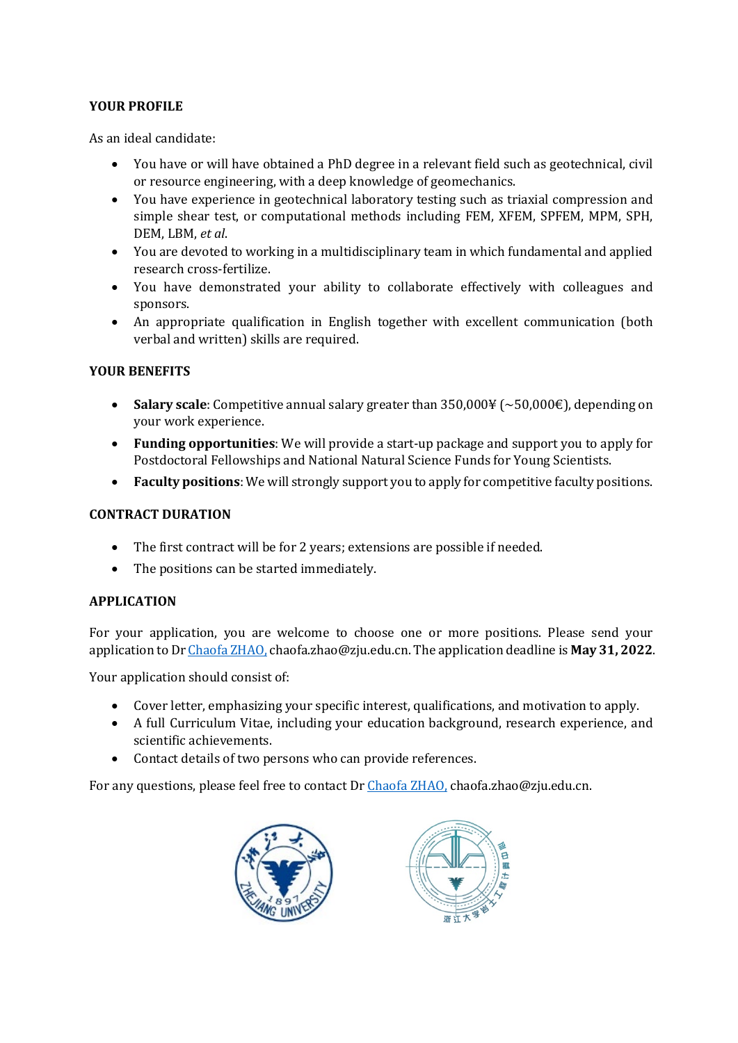**YOUR PROFILE**

As an ideal candidate:

- You have or will have obtained a PhD degree in a relevant field such as geotechnical, civil or resource engineering, with a deep knowledge of geomechanics.
- You have experience in geotechnical laboratory testing such as triaxial compression and simple shear test, or computational methods including FEM, XFEM, SPFEM, MPM, SPH, DEM, LBM, *et al*.
- You are devoted to working in a multidisciplinary team in which fundamental and applied research cross-fertilize.
- You have demonstrated your ability to collaborate effectively with colleagues and sponsors.
- An appropriate qualification in English together with excellent communication (both verbal and written) skills are required.

**YOUR BENEFITS**

- **Salary scale**: Competitive annual salary greater than 350,000¥ (~50,000€), depending on your work experience.
- **Funding opportunities**: We will provide a start-up package and support you to apply for Postdoctoral Fellowships and National Natural Science Funds for Young Scientists.
- **Faculty positions**: We will strongly support you to apply for competitive faculty positions.

**CONTRACT DURATION**

- The first contract will be for 2 years; extensions are possible if needed.
- The positions can be started immediately.

**APPLICATION**

For your application, you are welcome to choose one or more positions. Please send your application to Dr Chaofa ZHAO, chaofa.zhao@zju.edu.cn. The application deadline is **May 31, 2022**.

Your application should consist of:

- Cover letter, emphasizing your specific interest, qualifications, and motivation to apply.
- A full Curriculum Vitae, including your education background, research experience, and scientific achievements.
- Contact details of two persons who can provide references.

For any questions, please feel free to contact Dr Chaofa ZHAO, chaofa.zhao@zju.edu.cn.